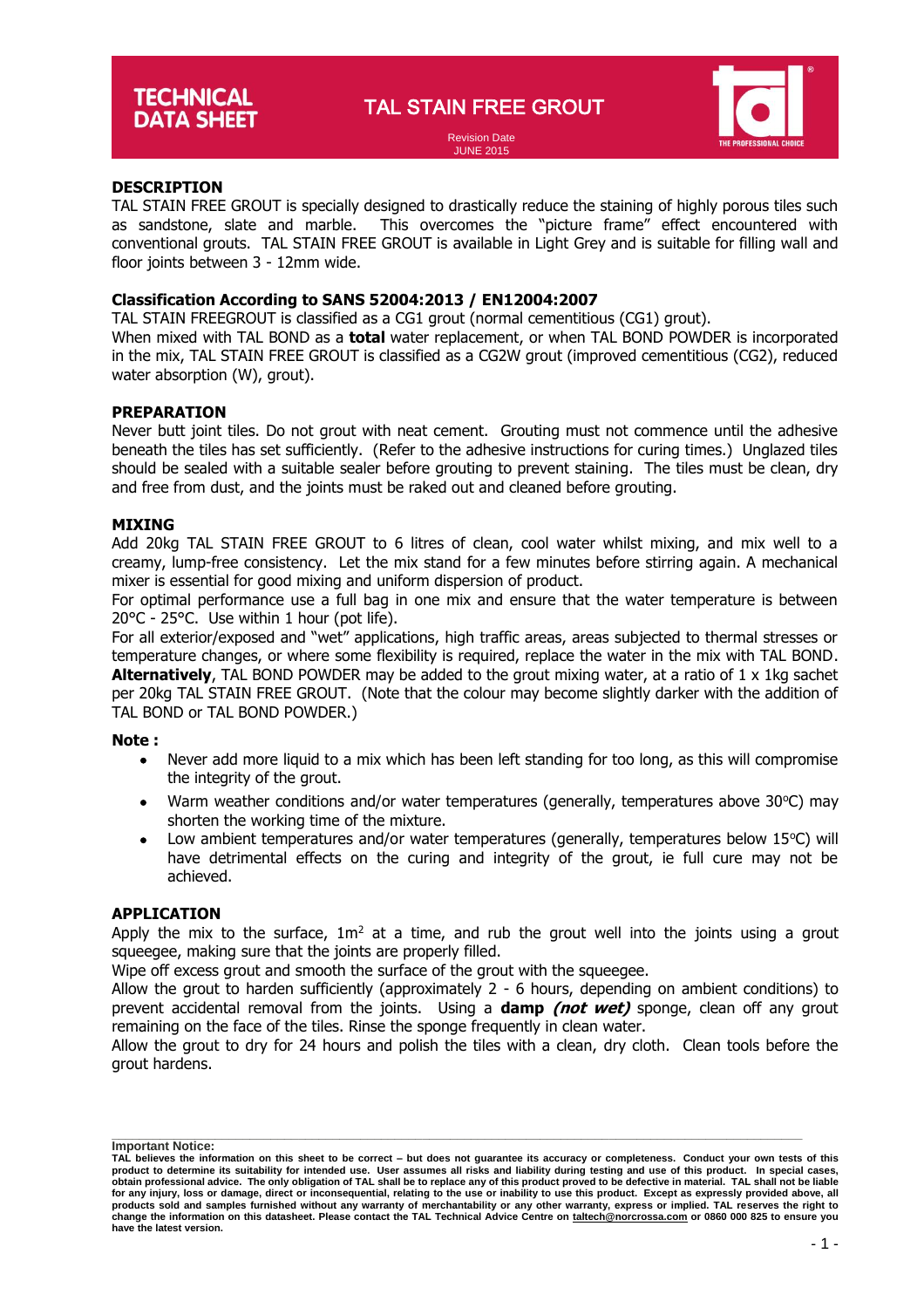# TECHNICAL DATA SHEET

## TAL STAIN FREE GROUT

Revision Date
JUNE 2015

### DESCRIPTION

TAL STAIN FREE GROUT is specially designed to drastically reduce the staining of highly porous tiles such as sandstone, slate and marble. This overcomes the "picture frame" effect encountered with conventional grouts. TAL STAIN FREE GROUT is available in Light Grey and is suitable for filling wall and floor joints between 3 - 12mm wide.

### Classification According to SANS 52004:2013 / EN12004:2007

TAL STAIN FREEGROUT is classified as a CG1 grout (normal cementitious (CG1) grout).
When mixed with TAL BOND as a **total** water replacement, or when TAL BOND POWDER is incorporated in the mix, TAL STAIN FREE GROUT is classified as a CG2W grout (improved cementitious (CG2), reduced water absorption (W), grout).

### PREPARATION

Never butt joint tiles. Do not grout with neat cement. Grouting must not commence until the adhesive beneath the tiles has set sufficiently. (Refer to the adhesive instructions for curing times.) Unglazed tiles should be sealed with a suitable sealer before grouting to prevent staining. The tiles must be clean, dry and free from dust, and the joints must be raked out and cleaned before grouting.

### MIXING

Add 20kg TAL STAIN FREE GROUT to 6 litres of clean, cool water whilst mixing, and mix well to a creamy, lump-free consistency. Let the mix stand for a few minutes before stirring again. A mechanical mixer is essential for good mixing and uniform dispersion of product.
For optimal performance use a full bag in one mix and ensure that the water temperature is between 20°C - 25°C. Use within 1 hour (pot life).
For all exterior/exposed and "wet" applications, high traffic areas, areas subjected to thermal stresses or temperature changes, or where some flexibility is required, replace the water in the mix with TAL BOND. **Alternatively**, TAL BOND POWDER may be added to the grout mixing water, at a ratio of 1 x 1kg sachet per 20kg TAL STAIN FREE GROUT. (Note that the colour may become slightly darker with the addition of TAL BOND or TAL BOND POWDER.)

**Note :**

- Never add more liquid to a mix which has been left standing for too long, as this will compromise the integrity of the grout.
- Warm weather conditions and/or water temperatures (generally, temperatures above 30°C) may shorten the working time of the mixture.
- Low ambient temperatures and/or water temperatures (generally, temperatures below 15°C) will have detrimental effects on the curing and integrity of the grout, ie full cure may not be achieved.

### APPLICATION

Apply the mix to the surface, 1m$^2$ at a time, and rub the grout well into the joints using a grout squeegee, making sure that the joints are properly filled.
Wipe off excess grout and smooth the surface of the grout with the squeegee.
Allow the grout to harden sufficiently (approximately 2 - 6 hours, depending on ambient conditions) to prevent accidental removal from the joints. Using a **damp *(not wet)*** sponge, clean off any grout remaining on the face of the tiles. Rinse the sponge frequently in clean water.
Allow the grout to dry for 24 hours and polish the tiles with a clean, dry cloth. Clean tools before the grout hardens.

---

**Important Notice:**
**TAL believes the information on this sheet to be correct – but does not guarantee its accuracy or completeness. Conduct your own tests of this product to determine its suitability for intended use. User assumes all risks and liability during testing and use of this product. In special cases, obtain professional advice. The only obligation of TAL shall be to replace any of this product proved to be defective in material. TAL shall not be liable for any injury, loss or damage, direct or inconsequential, relating to the use or inability to use this product. Except as expressly provided above, all products sold and samples furnished without any warranty of merchantability or any other warranty, express or implied. TAL reserves the right to change the information on this datasheet. Please contact the TAL Technical Advice Centre on taltech@norcrossa.com or 0860 000 825 to ensure you have the latest version.**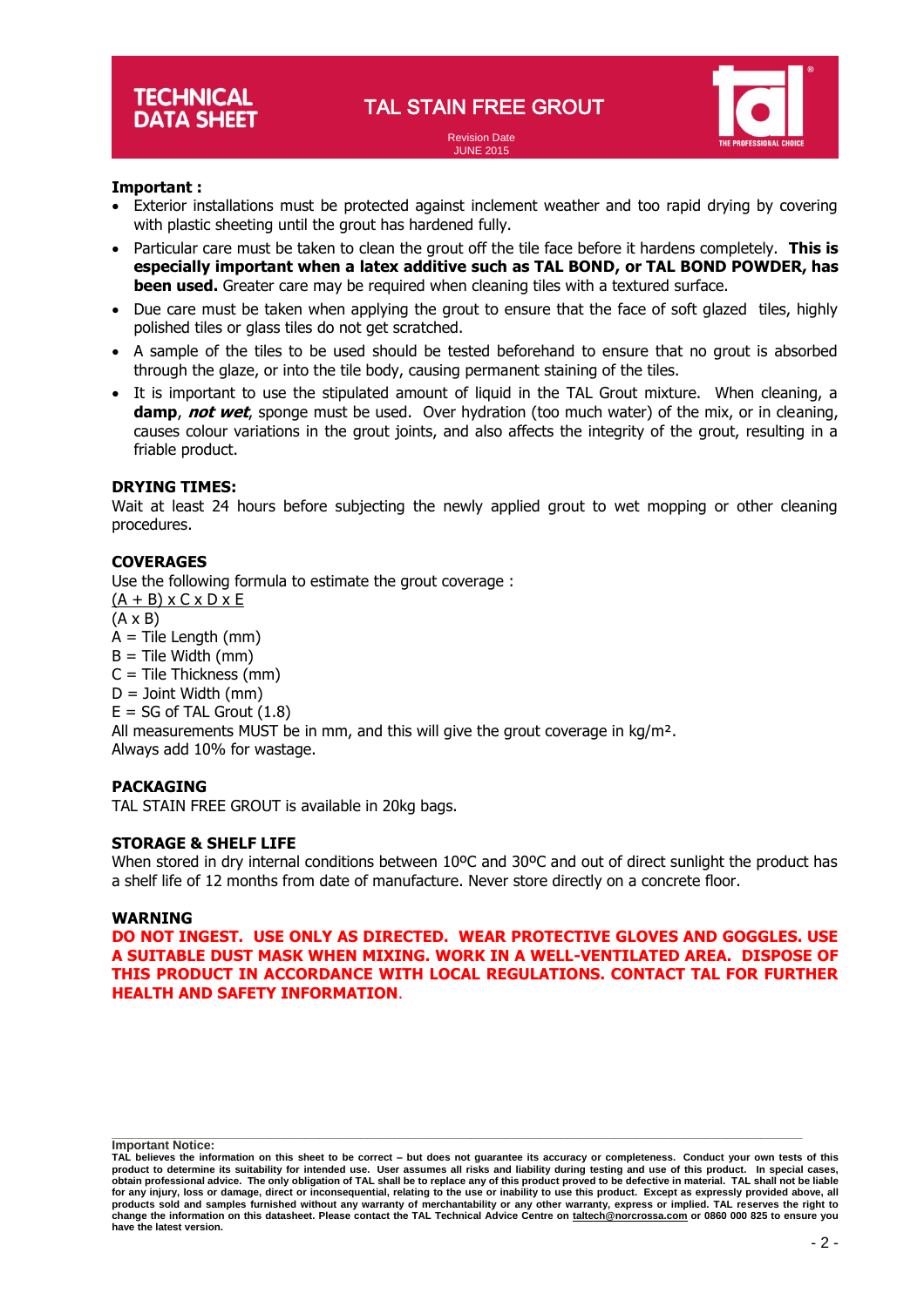**Important :**

- Exterior installations must be protected against inclement weather and too rapid drying by covering with plastic sheeting until the grout has hardened fully.
- Particular care must be taken to clean the grout off the tile face before it hardens completely. **This is especially important when a latex additive such as TAL BOND, or TAL BOND POWDER, has been used.** Greater care may be required when cleaning tiles with a textured surface.
- Due care must be taken when applying the grout to ensure that the face of soft glazed tiles, highly polished tiles or glass tiles do not get scratched.
- A sample of the tiles to be used should be tested beforehand to ensure that no grout is absorbed through the glaze, or into the tile body, causing permanent staining of the tiles.
- It is important to use the stipulated amount of liquid in the TAL Grout mixture. When cleaning, a **damp**, ***not wet***, sponge must be used. Over hydration (too much water) of the mix, or in cleaning, causes colour variations in the grout joints, and also affects the integrity of the grout, resulting in a friable product.

**DRYING TIMES:**

Wait at least 24 hours before subjecting the newly applied grout to wet mopping or other cleaning procedures.

**COVERAGES**

Use the following formula to estimate the grout coverage :

$$\frac{(A + B) \times C \times D \times E}{(A \times B)}$$

A = Tile Length (mm)
B = Tile Width (mm)
C = Tile Thickness (mm)
D = Joint Width (mm)
E = SG of TAL Grout (1.8)

All measurements MUST be in mm, and this will give the grout coverage in kg/m².
Always add 10% for wastage.

**PACKAGING**

TAL STAIN FREE GROUT is available in 20kg bags.

**STORAGE & SHELF LIFE**

When stored in dry internal conditions between 10ºC and 30ºC and out of direct sunlight the product has a shelf life of 12 months from date of manufacture. Never store directly on a concrete floor.

**WARNING**

**DO NOT INGEST. USE ONLY AS DIRECTED. WEAR PROTECTIVE GLOVES AND GOGGLES. USE A SUITABLE DUST MASK WHEN MIXING. WORK IN A WELL-VENTILATED AREA. DISPOSE OF THIS PRODUCT IN ACCORDANCE WITH LOCAL REGULATIONS. CONTACT TAL FOR FURTHER HEALTH AND SAFETY INFORMATION.**

**Important Notice:**

**TAL believes the information on this sheet to be correct – but does not guarantee its accuracy or completeness. Conduct your own tests of this product to determine its suitability for intended use. User assumes all risks and liability during testing and use of this product. In special cases, obtain professional advice. The only obligation of TAL shall be to replace any of this product proved to be defective in material. TAL shall not be liable for any injury, loss or damage, direct or inconsequential, relating to the use or inability to use this product. Except as expressly provided above, all products sold and samples furnished without any warranty of merchantability or any other warranty, express or implied. TAL reserves the right to change the information on this datasheet. Please contact the TAL Technical Advice Centre on taltech@norcrossa.com or 0860 000 825 to ensure you have the latest version.**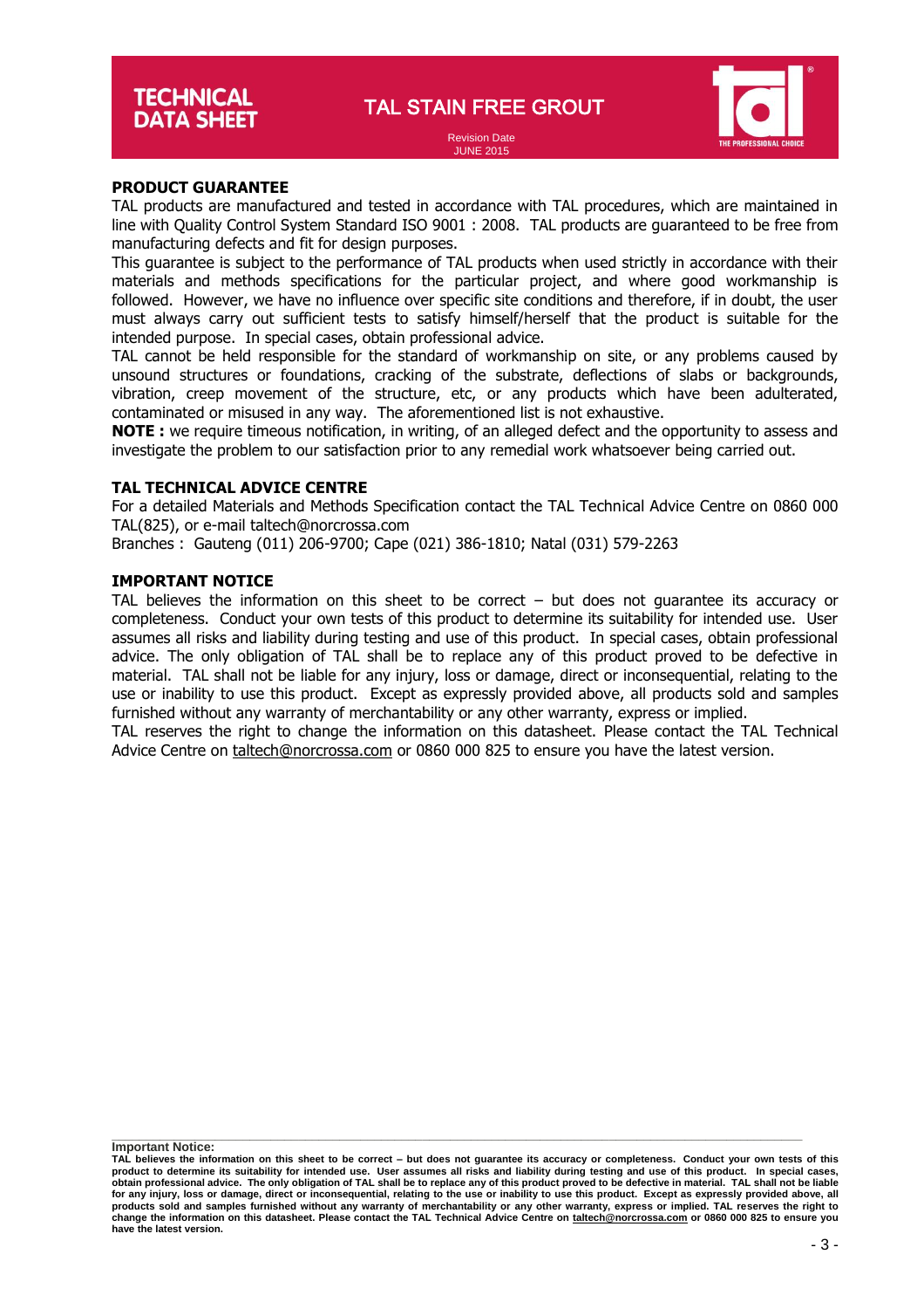## PRODUCT GUARANTEE

TAL products are manufactured and tested in accordance with TAL procedures, which are maintained in line with Quality Control System Standard ISO 9001 : 2008. TAL products are guaranteed to be free from manufacturing defects and fit for design purposes.

This guarantee is subject to the performance of TAL products when used strictly in accordance with their materials and methods specifications for the particular project, and where good workmanship is followed. However, we have no influence over specific site conditions and therefore, if in doubt, the user must always carry out sufficient tests to satisfy himself/herself that the product is suitable for the intended purpose. In special cases, obtain professional advice.

TAL cannot be held responsible for the standard of workmanship on site, or any problems caused by unsound structures or foundations, cracking of the substrate, deflections of slabs or backgrounds, vibration, creep movement of the structure, etc, or any products which have been adulterated, contaminated or misused in any way. The aforementioned list is not exhaustive.

**NOTE :** we require timeous notification, in writing, of an alleged defect and the opportunity to assess and investigate the problem to our satisfaction prior to any remedial work whatsoever being carried out.

## TAL TECHNICAL ADVICE CENTRE

For a detailed Materials and Methods Specification contact the TAL Technical Advice Centre on 0860 000 TAL(825), or e-mail taltech@norcrossa.com

Branches : Gauteng (011) 206-9700; Cape (021) 386-1810; Natal (031) 579-2263

## IMPORTANT NOTICE

TAL believes the information on this sheet to be correct – but does not guarantee its accuracy or completeness. Conduct your own tests of this product to determine its suitability for intended use. User assumes all risks and liability during testing and use of this product. In special cases, obtain professional advice. The only obligation of TAL shall be to replace any of this product proved to be defective in material. TAL shall not be liable for any injury, loss or damage, direct or inconsequential, relating to the use or inability to use this product. Except as expressly provided above, all products sold and samples furnished without any warranty of merchantability or any other warranty, express or implied.

TAL reserves the right to change the information on this datasheet. Please contact the TAL Technical Advice Centre on taltech@norcrossa.com or 0860 000 825 to ensure you have the latest version.